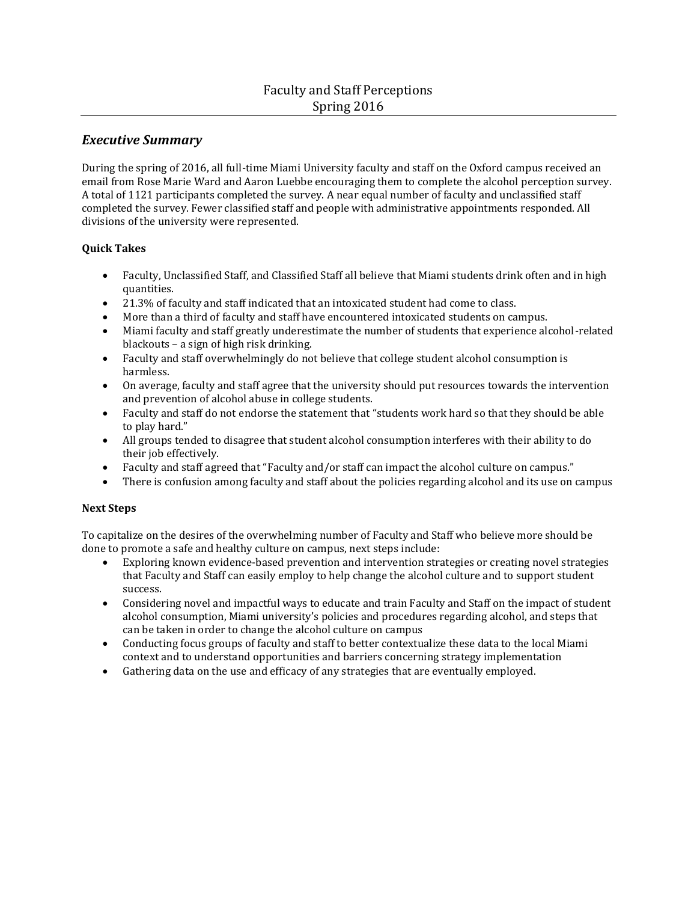# Faculty and Staff Perceptions
# Spring 2016

## *Executive Summary*

During the spring of 2016, all full-time Miami University faculty and staff on the Oxford campus received an email from Rose Marie Ward and Aaron Luebbe encouraging them to complete the alcohol perception survey. A total of 1121 participants completed the survey. A near equal number of faculty and unclassified staff completed the survey. Fewer classified staff and people with administrative appointments responded. All divisions of the university were represented.

### Quick Takes

- Faculty, Unclassified Staff, and Classified Staff all believe that Miami students drink often and in high quantities.
- 21.3% of faculty and staff indicated that an intoxicated student had come to class.
- More than a third of faculty and staff have encountered intoxicated students on campus.
- Miami faculty and staff greatly underestimate the number of students that experience alcohol-related blackouts – a sign of high risk drinking.
- Faculty and staff overwhelmingly do not believe that college student alcohol consumption is harmless.
- On average, faculty and staff agree that the university should put resources towards the intervention and prevention of alcohol abuse in college students.
- Faculty and staff do not endorse the statement that "students work hard so that they should be able to play hard."
- All groups tended to disagree that student alcohol consumption interferes with their ability to do their job effectively.
- Faculty and staff agreed that "Faculty and/or staff can impact the alcohol culture on campus."
- There is confusion among faculty and staff about the policies regarding alcohol and its use on campus

### Next Steps

To capitalize on the desires of the overwhelming number of Faculty and Staff who believe more should be done to promote a safe and healthy culture on campus, next steps include:

- Exploring known evidence-based prevention and intervention strategies or creating novel strategies that Faculty and Staff can easily employ to help change the alcohol culture and to support student success.
- Considering novel and impactful ways to educate and train Faculty and Staff on the impact of student alcohol consumption, Miami university's policies and procedures regarding alcohol, and steps that can be taken in order to change the alcohol culture on campus
- Conducting focus groups of faculty and staff to better contextualize these data to the local Miami context and to understand opportunities and barriers concerning strategy implementation
- Gathering data on the use and efficacy of any strategies that are eventually employed.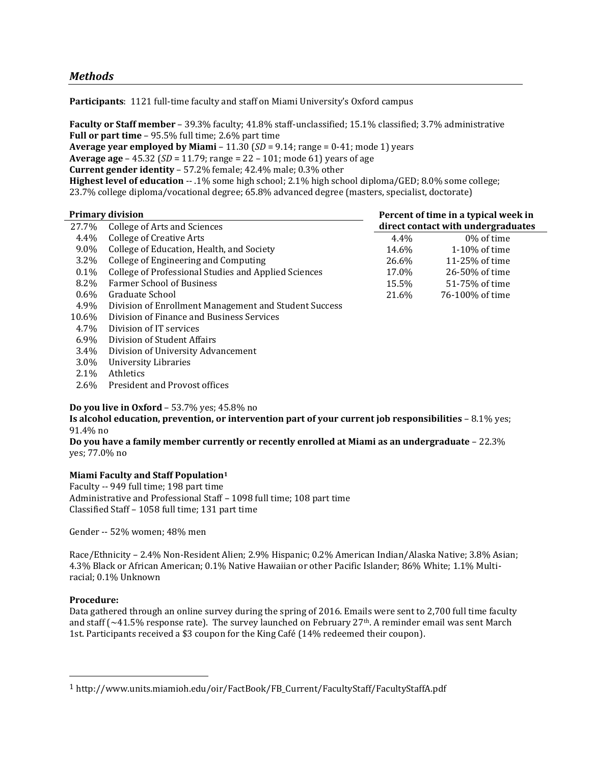## *Methods*

**Participants**: 1121 full-time faculty and staff on Miami University's Oxford campus

**Faculty or Staff member** – 39.3% faculty; 41.8% staff-unclassified; 15.1% classified; 3.7% administrative
**Full or part time** – 95.5% full time; 2.6% part time
**Average year employed by Miami** – 11.30 (*SD* = 9.14; range = 0-41; mode 1) years
**Average age** – 45.32 (*SD* = 11.79; range = 22 – 101; mode 61) years of age
**Current gender identity** – 57.2% female; 42.4% male; 0.3% other
**Highest level of education** -- .1% some high school; 2.1% high school diploma/GED; 8.0% some college; 23.7% college diploma/vocational degree; 65.8% advanced degree (masters, specialist, doctorate)

**Primary division**

| | |
|---|---|
| 27.7% | College of Arts and Sciences |
| 4.4% | College of Creative Arts |
| 9.0% | College of Education, Health, and Society |
| 3.2% | College of Engineering and Computing |
| 0.1% | College of Professional Studies and Applied Sciences |
| 8.2% | Farmer School of Business |
| 0.6% | Graduate School |
| 4.9% | Division of Enrollment Management and Student Success |
| 10.6% | Division of Finance and Business Services |
| 4.7% | Division of IT services |
| 6.9% | Division of Student Affairs |
| 3.4% | Division of University Advancement |
| 3.0% | University Libraries |
| 2.1% | Athletics |
| 2.6% | President and Provost offices |

**Percent of time in a typical week in direct contact with undergraduates**

| | |
|---|---|
| 4.4% | 0% of time |
| 14.6% | 1-10% of time |
| 26.6% | 11-25% of time |
| 17.0% | 26-50% of time |
| 15.5% | 51-75% of time |
| 21.6% | 76-100% of time |

**Do you live in Oxford** – 53.7% yes; 45.8% no
**Is alcohol education, prevention, or intervention part of your current job responsibilities** – 8.1% yes; 91.4% no
**Do you have a family member currently or recently enrolled at Miami as an undergraduate** – 22.3% yes; 77.0% no

**Miami Faculty and Staff Population**[1]
Faculty -- 949 full time; 198 part time
Administrative and Professional Staff – 1098 full time; 108 part time
Classified Staff – 1058 full time; 131 part time

Gender -- 52% women; 48% men

Race/Ethnicity – 2.4% Non-Resident Alien; 2.9% Hispanic; 0.2% American Indian/Alaska Native; 3.8% Asian; 4.3% Black or African American; 0.1% Native Hawaiian or other Pacific Islander; 86% White; 1.1% Multi-racial; 0.1% Unknown

**Procedure:**
Data gathered through an online survey during the spring of 2016. Emails were sent to 2,700 full time faculty and staff (~41.5% response rate). The survey launched on February 27th. A reminder email was sent March 1st. Participants received a $3 coupon for the King Café (14% redeemed their coupon).

---

[1] http://www.units.miamioh.edu/oir/FactBook/FB_Current/FacultyStaff/FacultyStaffA.pdf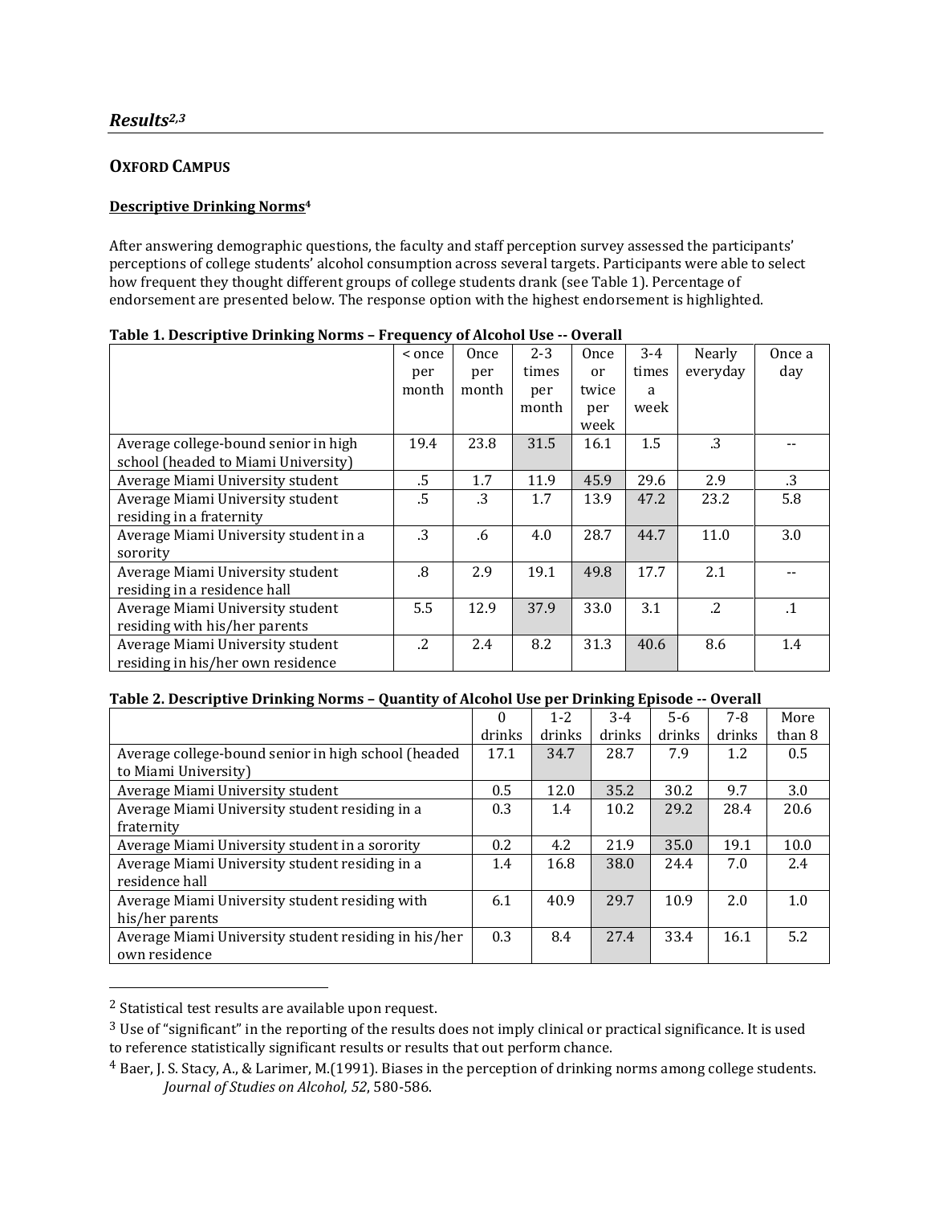## *Results*[2,3]

### OXFORD CAMPUS

#### Descriptive Drinking Norms[4]

After answering demographic questions, the faculty and staff perception survey assessed the participants' perceptions of college students' alcohol consumption across several targets. Participants were able to select how frequent they thought different groups of college students drank (see Table 1). Percentage of endorsement are presented below. The response option with the highest endorsement is highlighted.

**Table 1. Descriptive Drinking Norms – Frequency of Alcohol Use -- Overall**

| | < once per month | Once per month | 2-3 times per month | Once or twice per week | 3-4 times a week | Nearly everyday | Once a day |
|---|---|---|---|---|---|---|---|
| Average college-bound senior in high school (headed to Miami University) | 19.4 | 23.8 | 31.5 | 16.1 | 1.5 | .3 | -- |
| Average Miami University student | .5 | 1.7 | 11.9 | 45.9 | 29.6 | 2.9 | .3 |
| Average Miami University student residing in a fraternity | .5 | .3 | 1.7 | 13.9 | 47.2 | 23.2 | 5.8 |
| Average Miami University student in a sorority | .3 | .6 | 4.0 | 28.7 | 44.7 | 11.0 | 3.0 |
| Average Miami University student residing in a residence hall | .8 | 2.9 | 19.1 | 49.8 | 17.7 | 2.1 | -- |
| Average Miami University student residing with his/her parents | 5.5 | 12.9 | 37.9 | 33.0 | 3.1 | .2 | .1 |
| Average Miami University student residing in his/her own residence | .2 | 2.4 | 8.2 | 31.3 | 40.6 | 8.6 | 1.4 |

**Table 2. Descriptive Drinking Norms – Quantity of Alcohol Use per Drinking Episode -- Overall**

| | 0 drinks | 1-2 drinks | 3-4 drinks | 5-6 drinks | 7-8 drinks | More than 8 |
|---|---|---|---|---|---|---|
| Average college-bound senior in high school (headed to Miami University) | 17.1 | 34.7 | 28.7 | 7.9 | 1.2 | 0.5 |
| Average Miami University student | 0.5 | 12.0 | 35.2 | 30.2 | 9.7 | 3.0 |
| Average Miami University student residing in a fraternity | 0.3 | 1.4 | 10.2 | 29.2 | 28.4 | 20.6 |
| Average Miami University student in a sorority | 0.2 | 4.2 | 21.9 | 35.0 | 19.1 | 10.0 |
| Average Miami University student residing in a residence hall | 1.4 | 16.8 | 38.0 | 24.4 | 7.0 | 2.4 |
| Average Miami University student residing with his/her parents | 6.1 | 40.9 | 29.7 | 10.9 | 2.0 | 1.0 |
| Average Miami University student residing in his/her own residence | 0.3 | 8.4 | 27.4 | 33.4 | 16.1 | 5.2 |

---

[2] Statistical test results are available upon request.

[3] Use of "significant" in the reporting of the results does not imply clinical or practical significance. It is used to reference statistically significant results or results that out perform chance.

[4] Baer, J. S. Stacy, A., & Larimer, M.(1991). Biases in the perception of drinking norms among college students. *Journal of Studies on Alcohol, 52*, 580-586.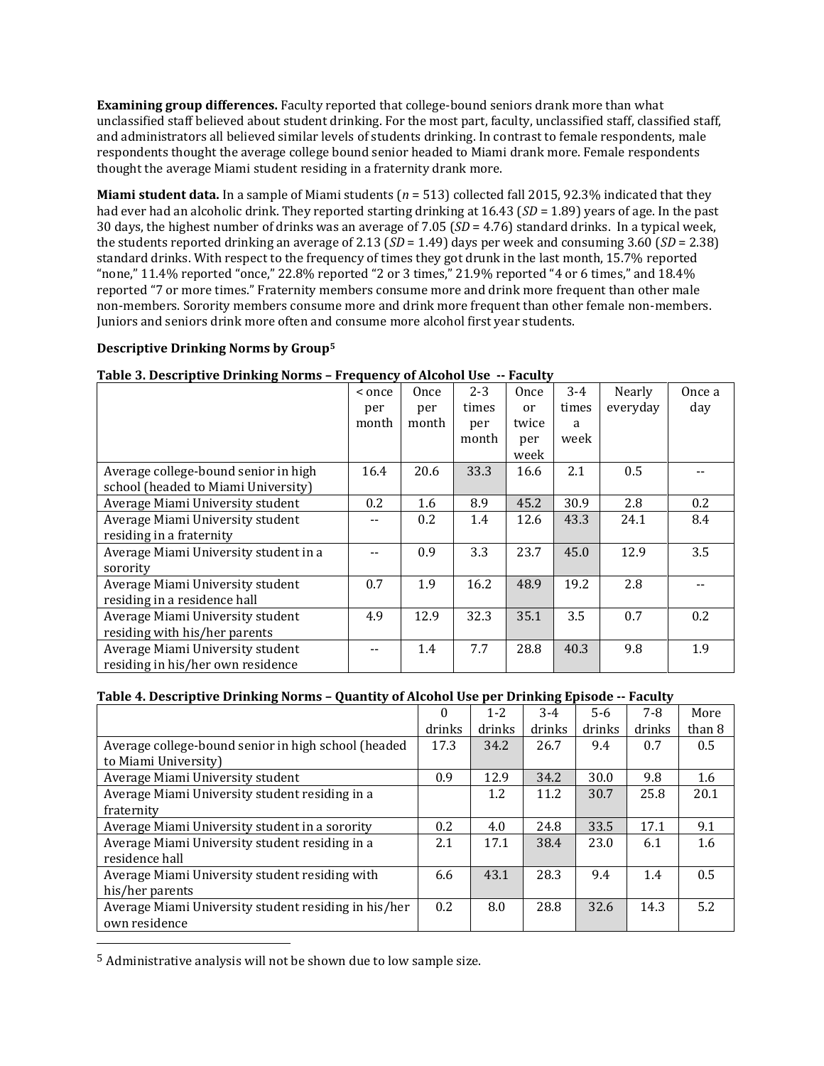**Examining group differences.** Faculty reported that college-bound seniors drank more than what unclassified staff believed about student drinking. For the most part, faculty, unclassified staff, classified staff, and administrators all believed similar levels of students drinking. In contrast to female respondents, male respondents thought the average college bound senior headed to Miami drank more. Female respondents thought the average Miami student residing in a fraternity drank more.

**Miami student data.** In a sample of Miami students (*n* = 513) collected fall 2015, 92.3% indicated that they had ever had an alcoholic drink. They reported starting drinking at 16.43 (*SD* = 1.89) years of age. In the past 30 days, the highest number of drinks was an average of 7.05 (*SD* = 4.76) standard drinks. In a typical week, the students reported drinking an average of 2.13 (*SD* = 1.49) days per week and consuming 3.60 (*SD* = 2.38) standard drinks. With respect to the frequency of times they got drunk in the last month, 15.7% reported "none," 11.4% reported "once," 22.8% reported "2 or 3 times," 21.9% reported "4 or 6 times," and 18.4% reported "7 or more times." Fraternity members consume more and drink more frequent than other male non-members. Sorority members consume more and drink more frequent than other female non-members. Juniors and seniors drink more often and consume more alcohol first year students.

**Descriptive Drinking Norms by Group[5]**

**Table 3. Descriptive Drinking Norms – Frequency of Alcohol Use -- Faculty**

| | < once per month | Once per month | 2-3 times per month | Once or twice per week | 3-4 times a week | Nearly everyday | Once a day |
|---|---|---|---|---|---|---|---|
| Average college-bound senior in high school (headed to Miami University) | 16.4 | 20.6 | 33.3 | 16.6 | 2.1 | 0.5 | -- |
| Average Miami University student | 0.2 | 1.6 | 8.9 | 45.2 | 30.9 | 2.8 | 0.2 |
| Average Miami University student residing in a fraternity | -- | 0.2 | 1.4 | 12.6 | 43.3 | 24.1 | 8.4 |
| Average Miami University student in a sorority | -- | 0.9 | 3.3 | 23.7 | 45.0 | 12.9 | 3.5 |
| Average Miami University student residing in a residence hall | 0.7 | 1.9 | 16.2 | 48.9 | 19.2 | 2.8 | -- |
| Average Miami University student residing with his/her parents | 4.9 | 12.9 | 32.3 | 35.1 | 3.5 | 0.7 | 0.2 |
| Average Miami University student residing in his/her own residence | -- | 1.4 | 7.7 | 28.8 | 40.3 | 9.8 | 1.9 |

**Table 4. Descriptive Drinking Norms – Quantity of Alcohol Use per Drinking Episode -- Faculty**

| | 0 drinks | 1-2 drinks | 3-4 drinks | 5-6 drinks | 7-8 drinks | More than 8 |
|---|---|---|---|---|---|---|
| Average college-bound senior in high school (headed to Miami University) | 17.3 | 34.2 | 26.7 | 9.4 | 0.7 | 0.5 |
| Average Miami University student | 0.9 | 12.9 | 34.2 | 30.0 | 9.8 | 1.6 |
| Average Miami University student residing in a fraternity | | 1.2 | 11.2 | 30.7 | 25.8 | 20.1 |
| Average Miami University student in a sorority | 0.2 | 4.0 | 24.8 | 33.5 | 17.1 | 9.1 |
| Average Miami University student residing in a residence hall | 2.1 | 17.1 | 38.4 | 23.0 | 6.1 | 1.6 |
| Average Miami University student residing with his/her parents | 6.6 | 43.1 | 28.3 | 9.4 | 1.4 | 0.5 |
| Average Miami University student residing in his/her own residence | 0.2 | 8.0 | 28.8 | 32.6 | 14.3 | 5.2 |

[5] Administrative analysis will not be shown due to low sample size.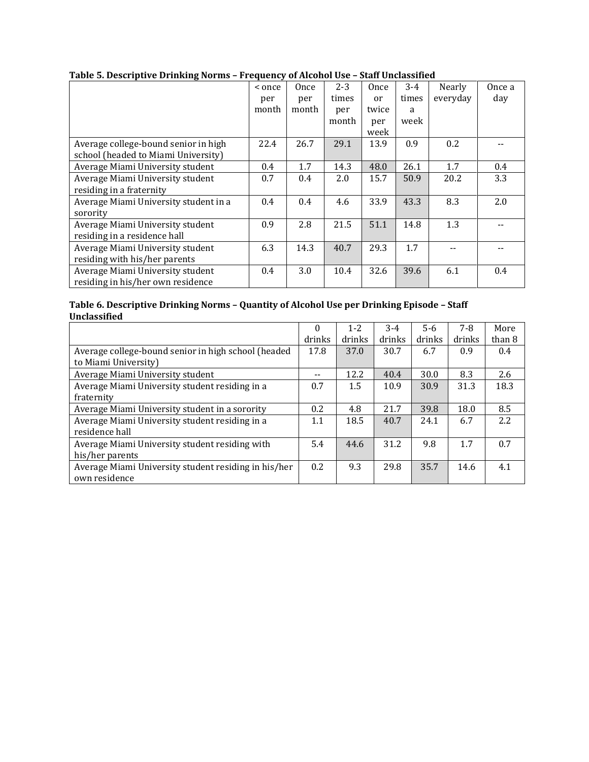**Table 5. Descriptive Drinking Norms – Frequency of Alcohol Use – Staff Unclassified**

| | < once per month | Once per month | 2-3 times per month | Once or twice per week | 3-4 times a week | Nearly everyday | Once a day |
|---|---|---|---|---|---|---|---|
| Average college-bound senior in high school (headed to Miami University) | 22.4 | 26.7 | 29.1 | 13.9 | 0.9 | 0.2 | -- |
| Average Miami University student | 0.4 | 1.7 | 14.3 | 48.0 | 26.1 | 1.7 | 0.4 |
| Average Miami University student residing in a fraternity | 0.7 | 0.4 | 2.0 | 15.7 | 50.9 | 20.2 | 3.3 |
| Average Miami University student in a sorority | 0.4 | 0.4 | 4.6 | 33.9 | 43.3 | 8.3 | 2.0 |
| Average Miami University student residing in a residence hall | 0.9 | 2.8 | 21.5 | 51.1 | 14.8 | 1.3 | -- |
| Average Miami University student residing with his/her parents | 6.3 | 14.3 | 40.7 | 29.3 | 1.7 | -- | -- |
| Average Miami University student residing in his/her own residence | 0.4 | 3.0 | 10.4 | 32.6 | 39.6 | 6.1 | 0.4 |

**Table 6. Descriptive Drinking Norms – Quantity of Alcohol Use per Drinking Episode – Staff Unclassified**

| | 0 drinks | 1-2 drinks | 3-4 drinks | 5-6 drinks | 7-8 drinks | More than 8 |
|---|---|---|---|---|---|---|
| Average college-bound senior in high school (headed to Miami University) | 17.8 | 37.0 | 30.7 | 6.7 | 0.9 | 0.4 |
| Average Miami University student | -- | 12.2 | 40.4 | 30.0 | 8.3 | 2.6 |
| Average Miami University student residing in a fraternity | 0.7 | 1.5 | 10.9 | 30.9 | 31.3 | 18.3 |
| Average Miami University student in a sorority | 0.2 | 4.8 | 21.7 | 39.8 | 18.0 | 8.5 |
| Average Miami University student residing in a residence hall | 1.1 | 18.5 | 40.7 | 24.1 | 6.7 | 2.2 |
| Average Miami University student residing with his/her parents | 5.4 | 44.6 | 31.2 | 9.8 | 1.7 | 0.7 |
| Average Miami University student residing in his/her own residence | 0.2 | 9.3 | 29.8 | 35.7 | 14.6 | 4.1 |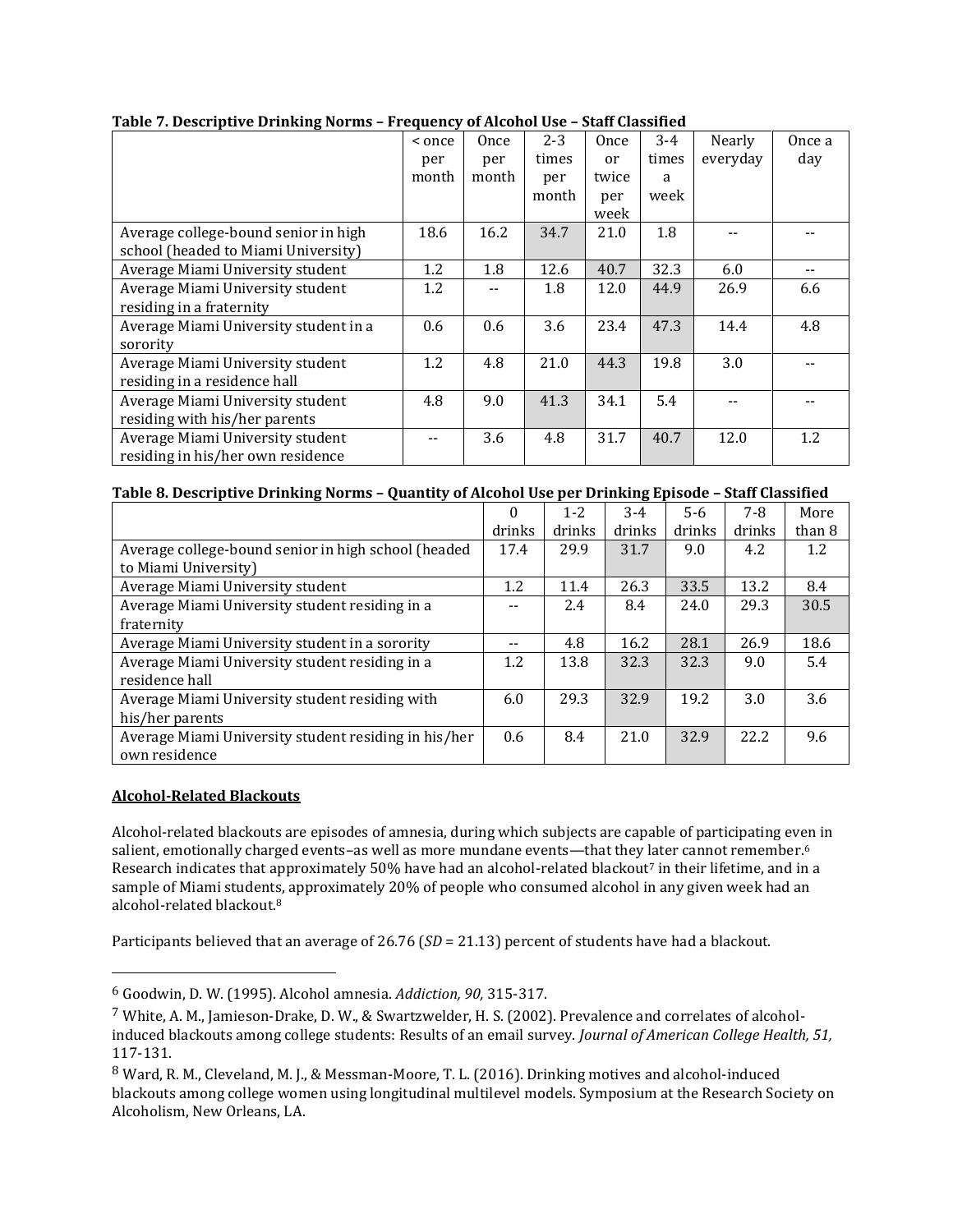**Table 7. Descriptive Drinking Norms – Frequency of Alcohol Use – Staff Classified**

| | < once per month | Once per month | 2-3 times per month | Once or twice per week | 3-4 times a week | Nearly everyday | Once a day |
|---|---|---|---|---|---|---|---|
| Average college-bound senior in high school (headed to Miami University) | 18.6 | 16.2 | 34.7 | 21.0 | 1.8 | -- | -- |
| Average Miami University student | 1.2 | 1.8 | 12.6 | 40.7 | 32.3 | 6.0 | -- |
| Average Miami University student residing in a fraternity | 1.2 | -- | 1.8 | 12.0 | 44.9 | 26.9 | 6.6 |
| Average Miami University student in a sorority | 0.6 | 0.6 | 3.6 | 23.4 | 47.3 | 14.4 | 4.8 |
| Average Miami University student residing in a residence hall | 1.2 | 4.8 | 21.0 | 44.3 | 19.8 | 3.0 | -- |
| Average Miami University student residing with his/her parents | 4.8 | 9.0 | 41.3 | 34.1 | 5.4 | -- | -- |
| Average Miami University student residing in his/her own residence | -- | 3.6 | 4.8 | 31.7 | 40.7 | 12.0 | 1.2 |

**Table 8. Descriptive Drinking Norms – Quantity of Alcohol Use per Drinking Episode – Staff Classified**

| | 0 drinks | 1-2 drinks | 3-4 drinks | 5-6 drinks | 7-8 drinks | More than 8 |
|---|---|---|---|---|---|---|
| Average college-bound senior in high school (headed to Miami University) | 17.4 | 29.9 | 31.7 | 9.0 | 4.2 | 1.2 |
| Average Miami University student | 1.2 | 11.4 | 26.3 | 33.5 | 13.2 | 8.4 |
| Average Miami University student residing in a fraternity | -- | 2.4 | 8.4 | 24.0 | 29.3 | 30.5 |
| Average Miami University student in a sorority | -- | 4.8 | 16.2 | 28.1 | 26.9 | 18.6 |
| Average Miami University student residing in a residence hall | 1.2 | 13.8 | 32.3 | 32.3 | 9.0 | 5.4 |
| Average Miami University student residing with his/her parents | 6.0 | 29.3 | 32.9 | 19.2 | 3.0 | 3.6 |
| Average Miami University student residing in his/her own residence | 0.6 | 8.4 | 21.0 | 32.9 | 22.2 | 9.6 |

## Alcohol-Related Blackouts

Alcohol-related blackouts are episodes of amnesia, during which subjects are capable of participating even in salient, emotionally charged events–as well as more mundane events—that they later cannot remember.[6] Research indicates that approximately 50% have had an alcohol-related blackout[7] in their lifetime, and in a sample of Miami students, approximately 20% of people who consumed alcohol in any given week had an alcohol-related blackout.[8]

Participants believed that an average of 26.76 (*SD* = 21.13) percent of students have had a blackout.

---

[6] Goodwin, D. W. (1995). Alcohol amnesia. *Addiction, 90,* 315-317.

[7] White, A. M., Jamieson-Drake, D. W., & Swartzwelder, H. S. (2002). Prevalence and correlates of alcohol-induced blackouts among college students: Results of an email survey. *Journal of American College Health, 51,* 117-131.

[8] Ward, R. M., Cleveland, M. J., & Messman-Moore, T. L. (2016). Drinking motives and alcohol-induced blackouts among college women using longitudinal multilevel models. Symposium at the Research Society on Alcoholism, New Orleans, LA.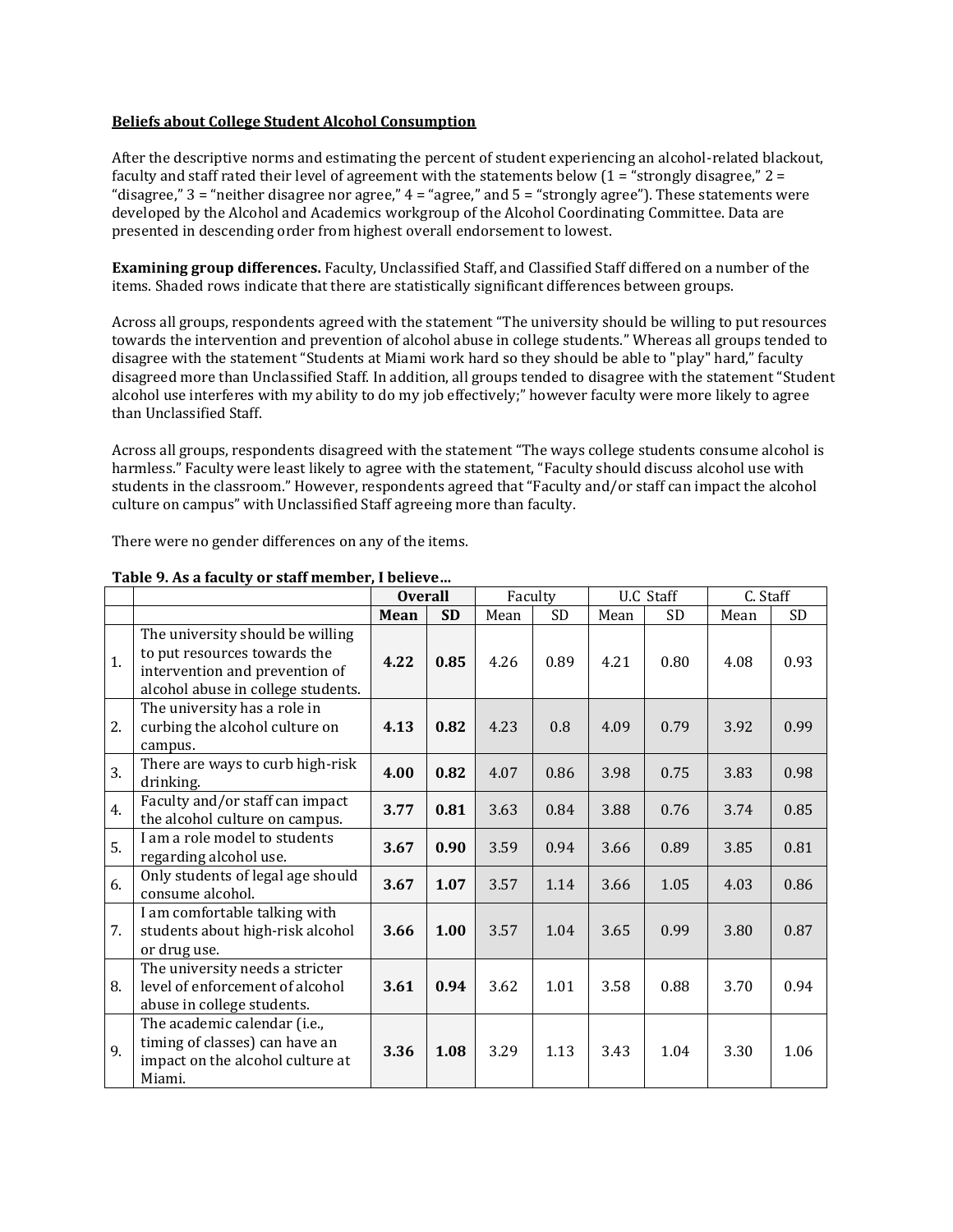**Beliefs about College Student Alcohol Consumption**

After the descriptive norms and estimating the percent of student experiencing an alcohol-related blackout, faculty and staff rated their level of agreement with the statements below (1 = "strongly disagree," 2 = "disagree," 3 = "neither disagree nor agree," 4 = "agree," and 5 = "strongly agree"). These statements were developed by the Alcohol and Academics workgroup of the Alcohol Coordinating Committee. Data are presented in descending order from highest overall endorsement to lowest.

**Examining group differences.** Faculty, Unclassified Staff, and Classified Staff differed on a number of the items. Shaded rows indicate that there are statistically significant differences between groups.

Across all groups, respondents agreed with the statement "The university should be willing to put resources towards the intervention and prevention of alcohol abuse in college students." Whereas all groups tended to disagree with the statement "Students at Miami work hard so they should be able to "play" hard," faculty disagreed more than Unclassified Staff. In addition, all groups tended to disagree with the statement "Student alcohol use interferes with my ability to do my job effectively;" however faculty were more likely to agree than Unclassified Staff.

Across all groups, respondents disagreed with the statement "The ways college students consume alcohol is harmless." Faculty were least likely to agree with the statement, "Faculty should discuss alcohol use with students in the classroom." However, respondents agreed that "Faculty and/or staff can impact the alcohol culture on campus" with Unclassified Staff agreeing more than faculty.

There were no gender differences on any of the items.

**Table 9. As a faculty or staff member, I believe…**

| | | **Overall** | | Faculty | | U.C Staff | | C. Staff | |
|---|---|---|---|---|---|---|---|---|---|
| | | **Mean** | **SD** | Mean | SD | Mean | SD | Mean | SD |
| 1. | The university should be willing to put resources towards the intervention and prevention of alcohol abuse in college students. | **4.22** | **0.85** | 4.26 | 0.89 | 4.21 | 0.80 | 4.08 | 0.93 |
| 2. | The university has a role in curbing the alcohol culture on campus. | **4.13** | **0.82** | 4.23 | 0.8 | 4.09 | 0.79 | 3.92 | 0.99 |
| 3. | There are ways to curb high-risk drinking. | **4.00** | **0.82** | 4.07 | 0.86 | 3.98 | 0.75 | 3.83 | 0.98 |
| 4. | Faculty and/or staff can impact the alcohol culture on campus. | **3.77** | **0.81** | 3.63 | 0.84 | 3.88 | 0.76 | 3.74 | 0.85 |
| 5. | I am a role model to students regarding alcohol use. | **3.67** | **0.90** | 3.59 | 0.94 | 3.66 | 0.89 | 3.85 | 0.81 |
| 6. | Only students of legal age should consume alcohol. | **3.67** | **1.07** | 3.57 | 1.14 | 3.66 | 1.05 | 4.03 | 0.86 |
| 7. | I am comfortable talking with students about high-risk alcohol or drug use. | **3.66** | **1.00** | 3.57 | 1.04 | 3.65 | 0.99 | 3.80 | 0.87 |
| 8. | The university needs a stricter level of enforcement of alcohol abuse in college students. | **3.61** | **0.94** | 3.62 | 1.01 | 3.58 | 0.88 | 3.70 | 0.94 |
| 9. | The academic calendar (i.e., timing of classes) can have an impact on the alcohol culture at Miami. | **3.36** | **1.08** | 3.29 | 1.13 | 3.43 | 1.04 | 3.30 | 1.06 |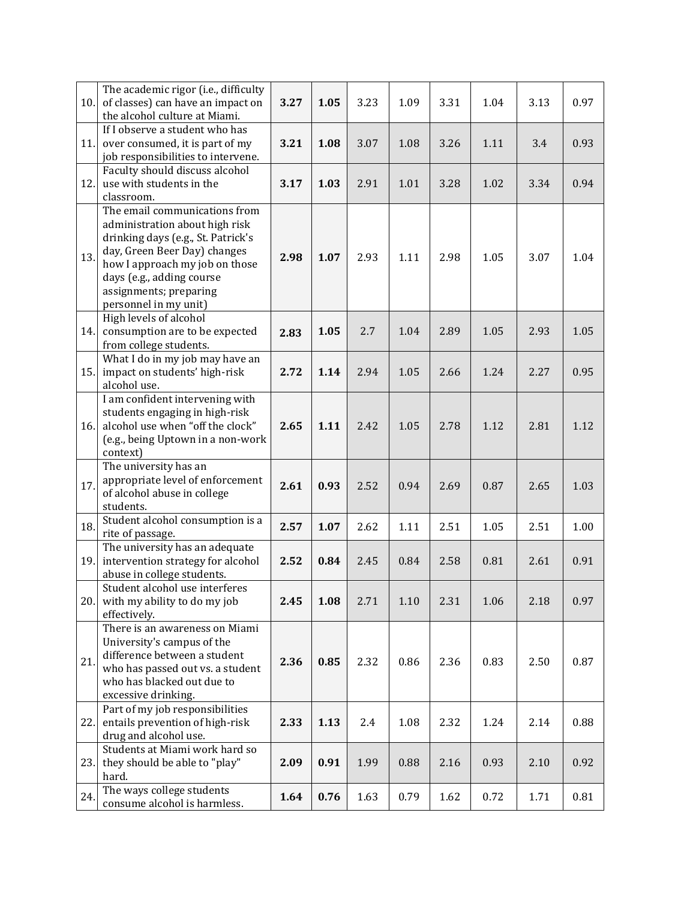| | | | | | | | | | |
|---|---|---|---|---|---|---|---|---|---|
| 10. | The academic rigor (i.e., difficulty of classes) can have an impact on the alcohol culture at Miami. | **3.27** | **1.05** | 3.23 | 1.09 | 3.31 | 1.04 | 3.13 | 0.97 |
| 11. | If I observe a student who has over consumed, it is part of my job responsibilities to intervene. | **3.21** | **1.08** | 3.07 | 1.08 | 3.26 | 1.11 | 3.4 | 0.93 |
| 12. | Faculty should discuss alcohol use with students in the classroom. | **3.17** | **1.03** | 2.91 | 1.01 | 3.28 | 1.02 | 3.34 | 0.94 |
| 13. | The email communications from administration about high risk drinking days (e.g., St. Patrick's day, Green Beer Day) changes how I approach my job on those days (e.g., adding course assignments; preparing personnel in my unit) | **2.98** | **1.07** | 2.93 | 1.11 | 2.98 | 1.05 | 3.07 | 1.04 |
| 14. | High levels of alcohol consumption are to be expected from college students. | **2.83** | **1.05** | 2.7 | 1.04 | 2.89 | 1.05 | 2.93 | 1.05 |
| 15. | What I do in my job may have an impact on students' high-risk alcohol use. | **2.72** | **1.14** | 2.94 | 1.05 | 2.66 | 1.24 | 2.27 | 0.95 |
| 16. | I am confident intervening with students engaging in high-risk alcohol use when "off the clock" (e.g., being Uptown in a non-work context) | **2.65** | **1.11** | 2.42 | 1.05 | 2.78 | 1.12 | 2.81 | 1.12 |
| 17. | The university has an appropriate level of enforcement of alcohol abuse in college students. | **2.61** | **0.93** | 2.52 | 0.94 | 2.69 | 0.87 | 2.65 | 1.03 |
| 18. | Student alcohol consumption is a rite of passage. | **2.57** | **1.07** | 2.62 | 1.11 | 2.51 | 1.05 | 2.51 | 1.00 |
| 19. | The university has an adequate intervention strategy for alcohol abuse in college students. | **2.52** | **0.84** | 2.45 | 0.84 | 2.58 | 0.81 | 2.61 | 0.91 |
| 20. | Student alcohol use interferes with my ability to do my job effectively. | **2.45** | **1.08** | 2.71 | 1.10 | 2.31 | 1.06 | 2.18 | 0.97 |
| 21. | There is an awareness on Miami University's campus of the difference between a student who has passed out vs. a student who has blacked out due to excessive drinking. | **2.36** | **0.85** | 2.32 | 0.86 | 2.36 | 0.83 | 2.50 | 0.87 |
| 22. | Part of my job responsibilities entails prevention of high-risk drug and alcohol use. | **2.33** | **1.13** | 2.4 | 1.08 | 2.32 | 1.24 | 2.14 | 0.88 |
| 23. | Students at Miami work hard so they should be able to "play" hard. | **2.09** | **0.91** | 1.99 | 0.88 | 2.16 | 0.93 | 2.10 | 0.92 |
| 24. | The ways college students consume alcohol is harmless. | **1.64** | **0.76** | 1.63 | 0.79 | 1.62 | 0.72 | 1.71 | 0.81 |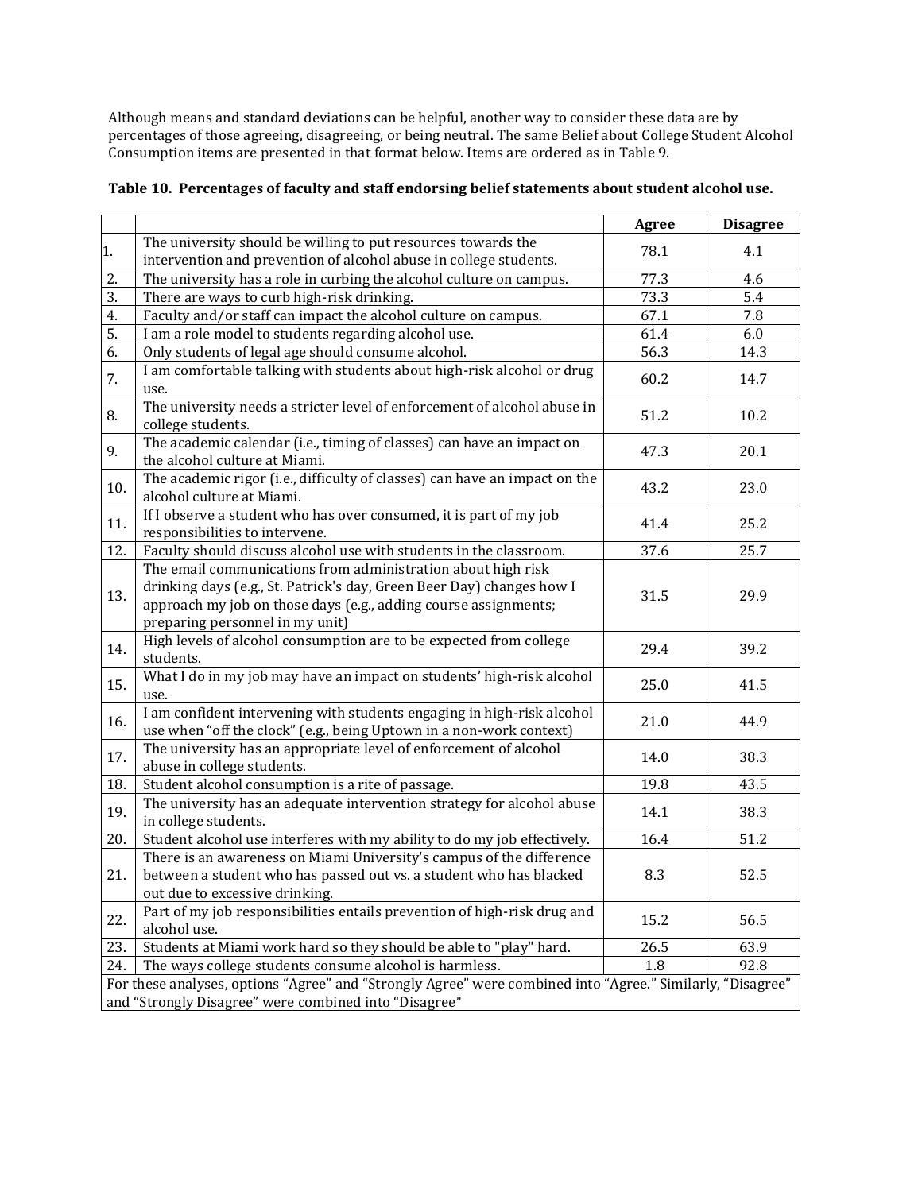Although means and standard deviations can be helpful, another way to consider these data are by percentages of those agreeing, disagreeing, or being neutral. The same Belief about College Student Alcohol Consumption items are presented in that format below. Items are ordered as in Table 9.

**Table 10. Percentages of faculty and staff endorsing belief statements about student alcohol use.**

| | | Agree | Disagree |
|---|---|---|---|
| 1. | The university should be willing to put resources towards the intervention and prevention of alcohol abuse in college students. | 78.1 | 4.1 |
| 2. | The university has a role in curbing the alcohol culture on campus. | 77.3 | 4.6 |
| 3. | There are ways to curb high-risk drinking. | 73.3 | 5.4 |
| 4. | Faculty and/or staff can impact the alcohol culture on campus. | 67.1 | 7.8 |
| 5. | I am a role model to students regarding alcohol use. | 61.4 | 6.0 |
| 6. | Only students of legal age should consume alcohol. | 56.3 | 14.3 |
| 7. | I am comfortable talking with students about high-risk alcohol or drug use. | 60.2 | 14.7 |
| 8. | The university needs a stricter level of enforcement of alcohol abuse in college students. | 51.2 | 10.2 |
| 9. | The academic calendar (i.e., timing of classes) can have an impact on the alcohol culture at Miami. | 47.3 | 20.1 |
| 10. | The academic rigor (i.e., difficulty of classes) can have an impact on the alcohol culture at Miami. | 43.2 | 23.0 |
| 11. | If I observe a student who has over consumed, it is part of my job responsibilities to intervene. | 41.4 | 25.2 |
| 12. | Faculty should discuss alcohol use with students in the classroom. | 37.6 | 25.7 |
| 13. | The email communications from administration about high risk drinking days (e.g., St. Patrick's day, Green Beer Day) changes how I approach my job on those days (e.g., adding course assignments; preparing personnel in my unit) | 31.5 | 29.9 |
| 14. | High levels of alcohol consumption are to be expected from college students. | 29.4 | 39.2 |
| 15. | What I do in my job may have an impact on students' high-risk alcohol use. | 25.0 | 41.5 |
| 16. | I am confident intervening with students engaging in high-risk alcohol use when "off the clock" (e.g., being Uptown in a non-work context) | 21.0 | 44.9 |
| 17. | The university has an appropriate level of enforcement of alcohol abuse in college students. | 14.0 | 38.3 |
| 18. | Student alcohol consumption is a rite of passage. | 19.8 | 43.5 |
| 19. | The university has an adequate intervention strategy for alcohol abuse in college students. | 14.1 | 38.3 |
| 20. | Student alcohol use interferes with my ability to do my job effectively. | 16.4 | 51.2 |
| 21. | There is an awareness on Miami University's campus of the difference between a student who has passed out vs. a student who has blacked out due to excessive drinking. | 8.3 | 52.5 |
| 22. | Part of my job responsibilities entails prevention of high-risk drug and alcohol use. | 15.2 | 56.5 |
| 23. | Students at Miami work hard so they should be able to "play" hard. | 26.5 | 63.9 |
| 24. | The ways college students consume alcohol is harmless. | 1.8 | 92.8 |

For these analyses, options "Agree" and "Strongly Agree" were combined into "Agree." Similarly, "Disagree" and "Strongly Disagree" were combined into "Disagree"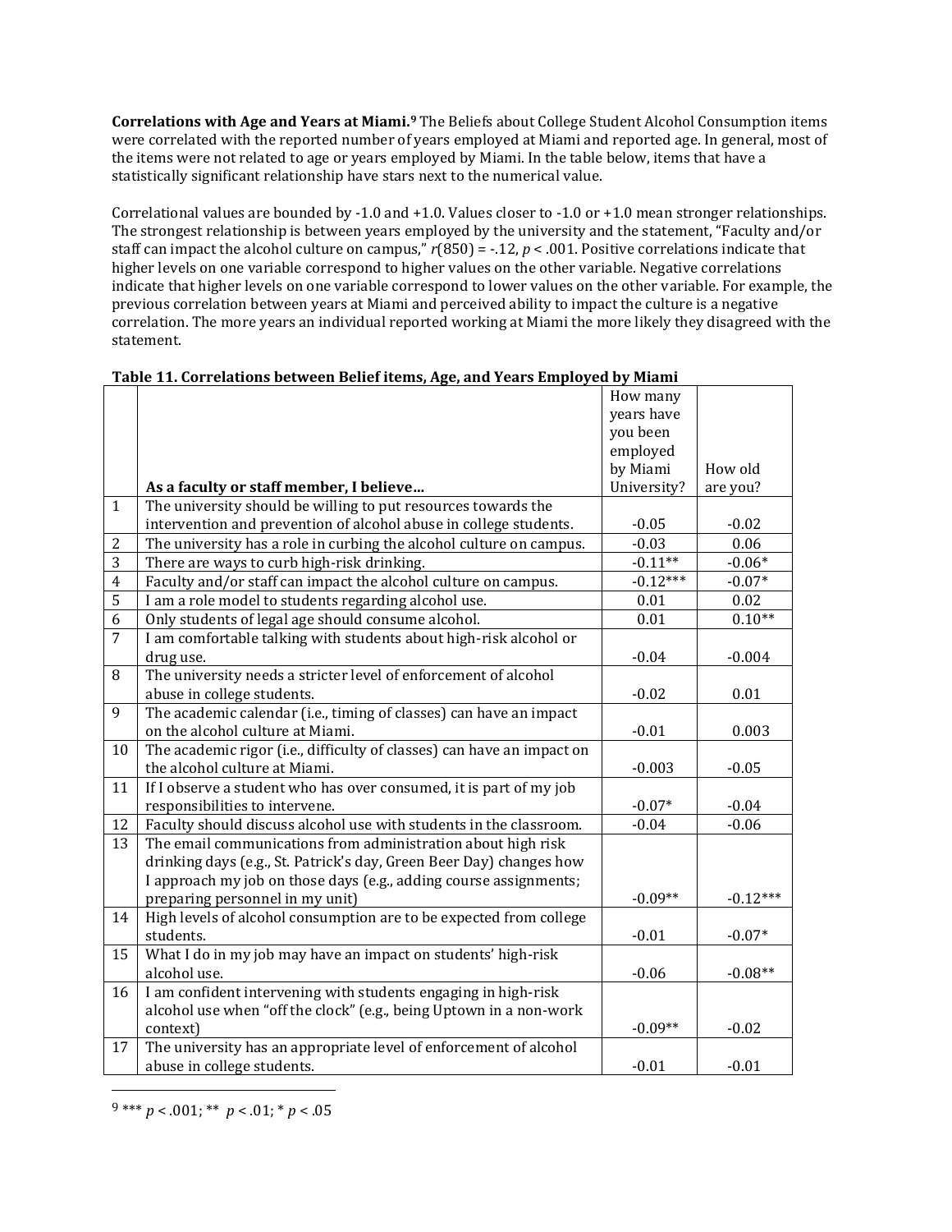**Correlations with Age and Years at Miami.**[9] The Beliefs about College Student Alcohol Consumption items were correlated with the reported number of years employed at Miami and reported age. In general, most of the items were not related to age or years employed by Miami. In the table below, items that have a statistically significant relationship have stars next to the numerical value.

Correlational values are bounded by -1.0 and +1.0. Values closer to -1.0 or +1.0 mean stronger relationships. The strongest relationship is between years employed by the university and the statement, "Faculty and/or staff can impact the alcohol culture on campus," $r(850) = -.12$, $p < .001$. Positive correlations indicate that higher levels on one variable correspond to higher values on the other variable. Negative correlations indicate that higher levels on one variable correspond to lower values on the other variable. For example, the previous correlation between years at Miami and perceived ability to impact the culture is a negative correlation. The more years an individual reported working at Miami the more likely they disagreed with the statement.

**Table 11. Correlations between Belief items, Age, and Years Employed by Miami**

| | **As a faculty or staff member, I believe…** | How many years have you been employed by Miami University? | How old are you? |
|---|---|---|---|
| 1 | The university should be willing to put resources towards the intervention and prevention of alcohol abuse in college students. | -0.05 | -0.02 |
| 2 | The university has a role in curbing the alcohol culture on campus. | -0.03 | 0.06 |
| 3 | There are ways to curb high-risk drinking. | -0.11** | -0.06* |
| 4 | Faculty and/or staff can impact the alcohol culture on campus. | -0.12*** | -0.07* |
| 5 | I am a role model to students regarding alcohol use. | 0.01 | 0.02 |
| 6 | Only students of legal age should consume alcohol. | 0.01 | 0.10** |
| 7 | I am comfortable talking with students about high-risk alcohol or drug use. | -0.04 | -0.004 |
| 8 | The university needs a stricter level of enforcement of alcohol abuse in college students. | -0.02 | 0.01 |
| 9 | The academic calendar (i.e., timing of classes) can have an impact on the alcohol culture at Miami. | -0.01 | 0.003 |
| 10 | The academic rigor (i.e., difficulty of classes) can have an impact on the alcohol culture at Miami. | -0.003 | -0.05 |
| 11 | If I observe a student who has over consumed, it is part of my job responsibilities to intervene. | -0.07* | -0.04 |
| 12 | Faculty should discuss alcohol use with students in the classroom. | -0.04 | -0.06 |
| 13 | The email communications from administration about high risk drinking days (e.g., St. Patrick's day, Green Beer Day) changes how I approach my job on those days (e.g., adding course assignments; preparing personnel in my unit) | -0.09** | -0.12*** |
| 14 | High levels of alcohol consumption are to be expected from college students. | -0.01 | -0.07* |
| 15 | What I do in my job may have an impact on students' high-risk alcohol use. | -0.06 | -0.08** |
| 16 | I am confident intervening with students engaging in high-risk alcohol use when "off the clock" (e.g., being Uptown in a non-work context) | -0.09** | -0.02 |
| 17 | The university has an appropriate level of enforcement of alcohol abuse in college students. | -0.01 | -0.01 |

[9] *** $p < .001$; ** $p < .01$; * $p < .05$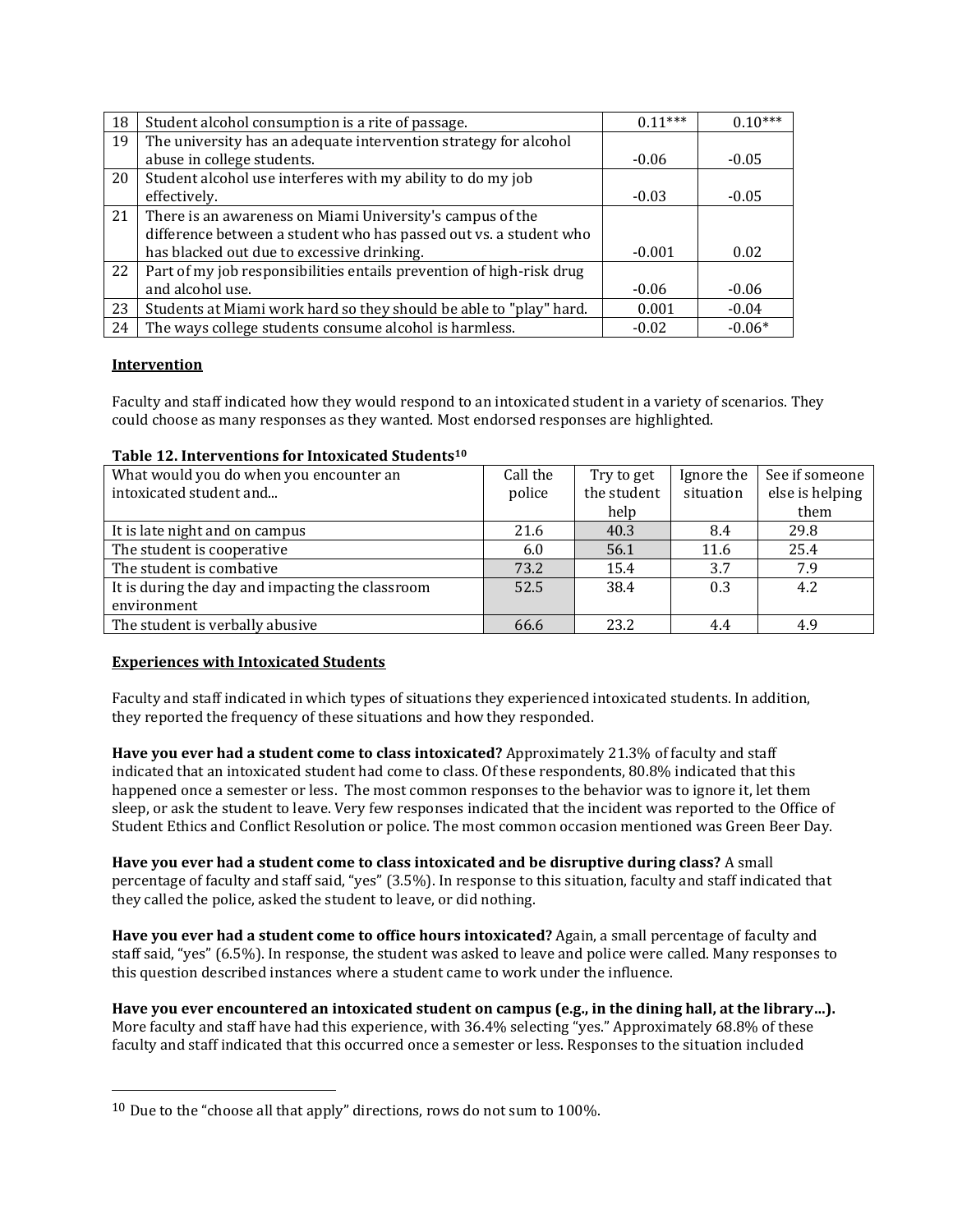| 18 | Student alcohol consumption is a rite of passage. | 0.11*** | 0.10*** |
|---|---|---|---|
| 19 | The university has an adequate intervention strategy for alcohol abuse in college students. | -0.06 | -0.05 |
| 20 | Student alcohol use interferes with my ability to do my job effectively. | -0.03 | -0.05 |
| 21 | There is an awareness on Miami University's campus of the difference between a student who has passed out vs. a student who has blacked out due to excessive drinking. | -0.001 | 0.02 |
| 22 | Part of my job responsibilities entails prevention of high-risk drug and alcohol use. | -0.06 | -0.06 |
| 23 | Students at Miami work hard so they should be able to "play" hard. | 0.001 | -0.04 |
| 24 | The ways college students consume alcohol is harmless. | -0.02 | -0.06* |

**Intervention**

Faculty and staff indicated how they would respond to an intoxicated student in a variety of scenarios. They could choose as many responses as they wanted. Most endorsed responses are highlighted.

**Table 12. Interventions for Intoxicated Students[10]**

| What would you do when you encounter an intoxicated student and... | Call the police | Try to get the student help | Ignore the situation | See if someone else is helping them |
|---|---|---|---|---|
| It is late night and on campus | 21.6 | 40.3 | 8.4 | 29.8 |
| The student is cooperative | 6.0 | 56.1 | 11.6 | 25.4 |
| The student is combative | 73.2 | 15.4 | 3.7 | 7.9 |
| It is during the day and impacting the classroom environment | 52.5 | 38.4 | 0.3 | 4.2 |
| The student is verbally abusive | 66.6 | 23.2 | 4.4 | 4.9 |

**Experiences with Intoxicated Students**

Faculty and staff indicated in which types of situations they experienced intoxicated students. In addition, they reported the frequency of these situations and how they responded.

**Have you ever had a student come to class intoxicated?** Approximately 21.3% of faculty and staff indicated that an intoxicated student had come to class. Of these respondents, 80.8% indicated that this happened once a semester or less. The most common responses to the behavior was to ignore it, let them sleep, or ask the student to leave. Very few responses indicated that the incident was reported to the Office of Student Ethics and Conflict Resolution or police. The most common occasion mentioned was Green Beer Day.

**Have you ever had a student come to class intoxicated and be disruptive during class?** A small percentage of faculty and staff said, "yes" (3.5%). In response to this situation, faculty and staff indicated that they called the police, asked the student to leave, or did nothing.

**Have you ever had a student come to office hours intoxicated?** Again, a small percentage of faculty and staff said, "yes" (6.5%). In response, the student was asked to leave and police were called. Many responses to this question described instances where a student came to work under the influence.

**Have you ever encountered an intoxicated student on campus (e.g., in the dining hall, at the library…).** More faculty and staff have had this experience, with 36.4% selecting "yes." Approximately 68.8% of these faculty and staff indicated that this occurred once a semester or less. Responses to the situation included

[10] Due to the "choose all that apply" directions, rows do not sum to 100%.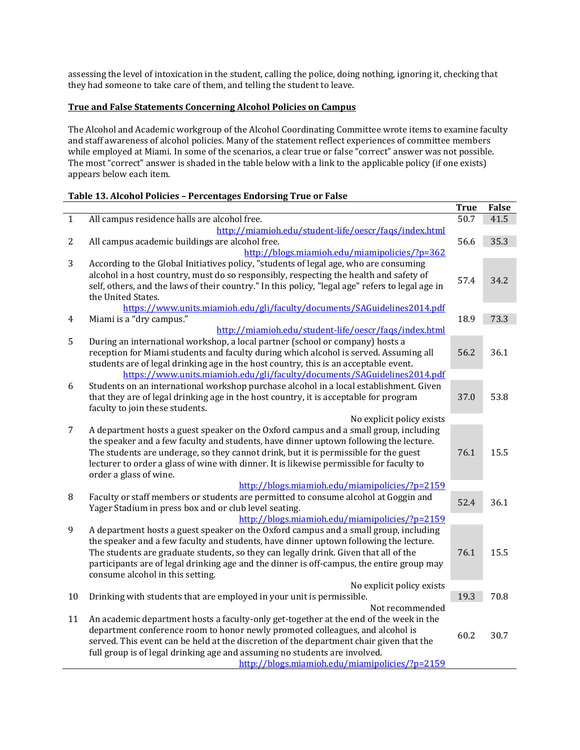assessing the level of intoxication in the student, calling the police, doing nothing, ignoring it, checking that they had someone to take care of them, and telling the student to leave.

**True and False Statements Concerning Alcohol Policies on Campus**

The Alcohol and Academic workgroup of the Alcohol Coordinating Committee wrote items to examine faculty and staff awareness of alcohol policies. Many of the statement reflect experiences of committee members while employed at Miami. In some of the scenarios, a clear true or false "correct" answer was not possible. The most "correct" answer is shaded in the table below with a link to the applicable policy (if one exists) appears below each item.

**Table 13. Alcohol Policies – Percentages Endorsing True or False**

| | | True | False |
|---|---|---|---|
| 1 | All campus residence halls are alcohol free. http://miamioh.edu/student-life/oescr/faqs/index.html | 50.7 | 41.5 |
| 2 | All campus academic buildings are alcohol free. http://blogs.miamioh.edu/miamipolicies/?p=362 | 56.6 | 35.3 |
| 3 | According to the Global Initiatives policy, "students of legal age, who are consuming alcohol in a host country, must do so responsibly, respecting the health and safety of self, others, and the laws of their country." In this policy, "legal age" refers to legal age in the United States. https://www.units.miamioh.edu/gli/faculty/documents/SAGuidelines2014.pdf | 57.4 | 34.2 |
| 4 | Miami is a "dry campus." http://miamioh.edu/student-life/oescr/faqs/index.html | 18.9 | 73.3 |
| 5 | During an international workshop, a local partner (school or company) hosts a reception for Miami students and faculty during which alcohol is served. Assuming all students are of legal drinking age in the host country, this is an acceptable event. https://www.units.miamioh.edu/gli/faculty/documents/SAGuidelines2014.pdf | 56.2 | 36.1 |
| 6 | Students on an international workshop purchase alcohol in a local establishment. Given that they are of legal drinking age in the host country, it is acceptable for program faculty to join these students. No explicit policy exists | 37.0 | 53.8 |
| 7 | A department hosts a guest speaker on the Oxford campus and a small group, including the speaker and a few faculty and students, have dinner uptown following the lecture. The students are underage, so they cannot drink, but it is permissible for the guest lecturer to order a glass of wine with dinner. It is likewise permissible for faculty to order a glass of wine. http://blogs.miamioh.edu/miamipolicies/?p=2159 | 76.1 | 15.5 |
| 8 | Faculty or staff members or students are permitted to consume alcohol at Goggin and Yager Stadium in press box and or club level seating. http://blogs.miamioh.edu/miamipolicies/?p=2159 | 52.4 | 36.1 |
| 9 | A department hosts a guest speaker on the Oxford campus and a small group, including the speaker and a few faculty and students, have dinner uptown following the lecture. The students are graduate students, so they can legally drink. Given that all of the participants are of legal drinking age and the dinner is off-campus, the entire group may consume alcohol in this setting. No explicit policy exists | 76.1 | 15.5 |
| 10 | Drinking with students that are employed in your unit is permissible. Not recommended | 19.3 | 70.8 |
| 11 | An academic department hosts a faculty-only get-together at the end of the week in the department conference room to honor newly promoted colleagues, and alcohol is served. This event can be held at the discretion of the department chair given that the full group is of legal drinking age and assuming no students are involved. http://blogs.miamioh.edu/miamipolicies/?p=2159 | 60.2 | 30.7 |